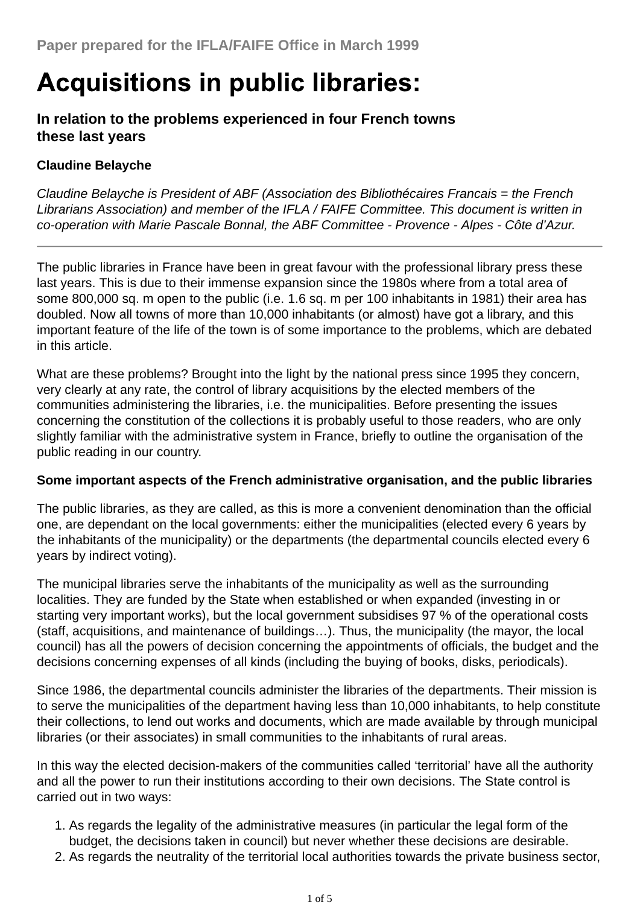Paper prepared for the IFLA/FAIFE Office in March 1999

# Acquisitions in public libraries:

### In relation to the problems experienced in four French towns these last years

**Claudine Belayche**

*Claudine Belayche is President of ABF (Association des Bibliothécaires Francais = the French Librarians Association) and member of the IFLA / FAIFE Committee. This document is written in co-operation with Marie Pascale Bonnal, the ABF Committee - Provence - Alpes - Côte d'Azur.*

---

The public libraries in France have been in great favour with the professional library press these last years. This is due to their immense expansion since the 1980s where from a total area of some 800,000 sq. m open to the public (i.e. 1.6 sq. m per 100 inhabitants in 1981) their area has doubled. Now all towns of more than 10,000 inhabitants (or almost) have got a library, and this important feature of the life of the town is of some importance to the problems, which are debated in this article.

What are these problems? Brought into the light by the national press since 1995 they concern, very clearly at any rate, the control of library acquisitions by the elected members of the communities administering the libraries, i.e. the municipalities. Before presenting the issues concerning the constitution of the collections it is probably useful to those readers, who are only slightly familiar with the administrative system in France, briefly to outline the organisation of the public reading in our country.

**Some important aspects of the French administrative organisation, and the public libraries**

The public libraries, as they are called, as this is more a convenient denomination than the official one, are dependant on the local governments: either the municipalities (elected every 6 years by the inhabitants of the municipality) or the departments (the departmental councils elected every 6 years by indirect voting).

The municipal libraries serve the inhabitants of the municipality as well as the surrounding localities. They are funded by the State when established or when expanded (investing in or starting very important works), but the local government subsidises 97 % of the operational costs (staff, acquisitions, and maintenance of buildings…). Thus, the municipality (the mayor, the local council) has all the powers of decision concerning the appointments of officials, the budget and the decisions concerning expenses of all kinds (including the buying of books, disks, periodicals).

Since 1986, the departmental councils administer the libraries of the departments. Their mission is to serve the municipalities of the department having less than 10,000 inhabitants, to help constitute their collections, to lend out works and documents, which are made available by through municipal libraries (or their associates) in small communities to the inhabitants of rural areas.

In this way the elected decision-makers of the communities called 'territorial' have all the authority and all the power to run their institutions according to their own decisions. The State control is carried out in two ways:

1. As regards the legality of the administrative measures (in particular the legal form of the budget, the decisions taken in council) but never whether these decisions are desirable.
2. As regards the neutrality of the territorial local authorities towards the private business sector,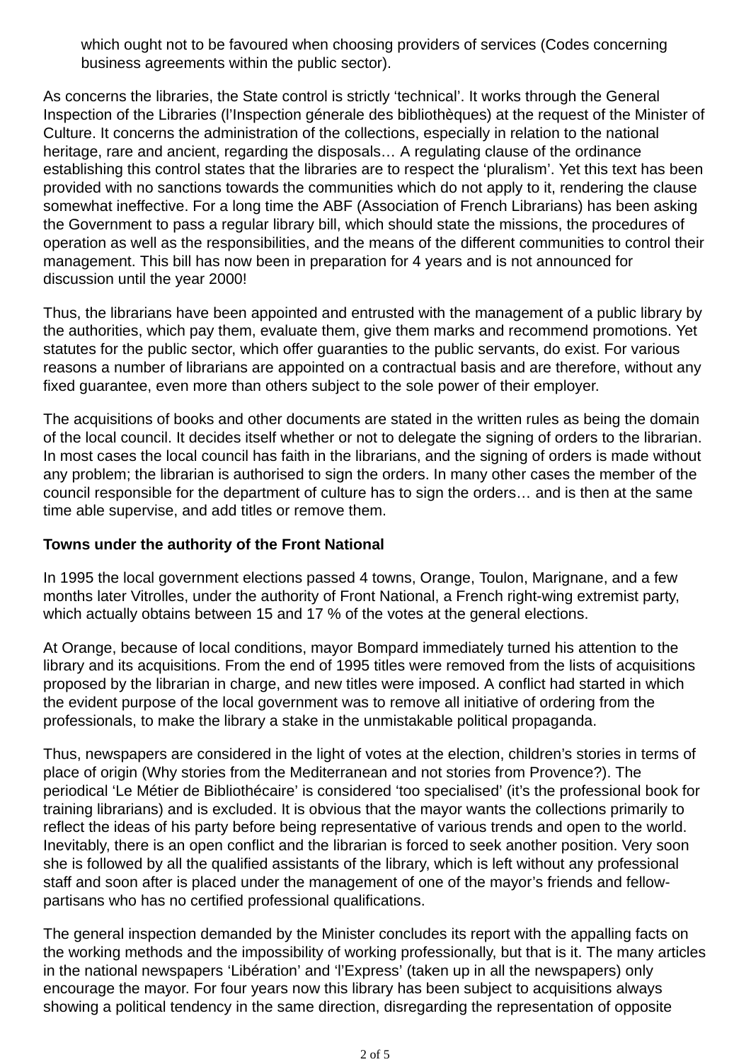which ought not to be favoured when choosing providers of services (Codes concerning business agreements within the public sector).

As concerns the libraries, the State control is strictly ‘technical’. It works through the General Inspection of the Libraries (l’Inspection génerale des bibliothèques) at the request of the Minister of Culture. It concerns the administration of the collections, especially in relation to the national heritage, rare and ancient, regarding the disposals… A regulating clause of the ordinance establishing this control states that the libraries are to respect the ‘pluralism’. Yet this text has been provided with no sanctions towards the communities which do not apply to it, rendering the clause somewhat ineffective. For a long time the ABF (Association of French Librarians) has been asking the Government to pass a regular library bill, which should state the missions, the procedures of operation as well as the responsibilities, and the means of the different communities to control their management. This bill has now been in preparation for 4 years and is not announced for discussion until the year 2000!

Thus, the librarians have been appointed and entrusted with the management of a public library by the authorities, which pay them, evaluate them, give them marks and recommend promotions. Yet statutes for the public sector, which offer guaranties to the public servants, do exist. For various reasons a number of librarians are appointed on a contractual basis and are therefore, without any fixed guarantee, even more than others subject to the sole power of their employer.

The acquisitions of books and other documents are stated in the written rules as being the domain of the local council. It decides itself whether or not to delegate the signing of orders to the librarian. In most cases the local council has faith in the librarians, and the signing of orders is made without any problem; the librarian is authorised to sign the orders. In many other cases the member of the council responsible for the department of culture has to sign the orders… and is then at the same time able supervise, and add titles or remove them.

**Towns under the authority of the Front National**

In 1995 the local government elections passed 4 towns, Orange, Toulon, Marignane, and a few months later Vitrolles, under the authority of Front National, a French right-wing extremist party, which actually obtains between 15 and 17 % of the votes at the general elections.

At Orange, because of local conditions, mayor Bompard immediately turned his attention to the library and its acquisitions. From the end of 1995 titles were removed from the lists of acquisitions proposed by the librarian in charge, and new titles were imposed. A conflict had started in which the evident purpose of the local government was to remove all initiative of ordering from the professionals, to make the library a stake in the unmistakable political propaganda.

Thus, newspapers are considered in the light of votes at the election, children’s stories in terms of place of origin (Why stories from the Mediterranean and not stories from Provence?). The periodical ‘Le Métier de Bibliothécaire’ is considered ‘too specialised’ (it’s the professional book for training librarians) and is excluded. It is obvious that the mayor wants the collections primarily to reflect the ideas of his party before being representative of various trends and open to the world. Inevitably, there is an open conflict and the librarian is forced to seek another position. Very soon she is followed by all the qualified assistants of the library, which is left without any professional staff and soon after is placed under the management of one of the mayor’s friends and fellow-partisans who has no certified professional qualifications.

The general inspection demanded by the Minister concludes its report with the appalling facts on the working methods and the impossibility of working professionally, but that is it. The many articles in the national newspapers ‘Libération’ and ‘l’Express’ (taken up in all the newspapers) only encourage the mayor. For four years now this library has been subject to acquisitions always showing a political tendency in the same direction, disregarding the representation of opposite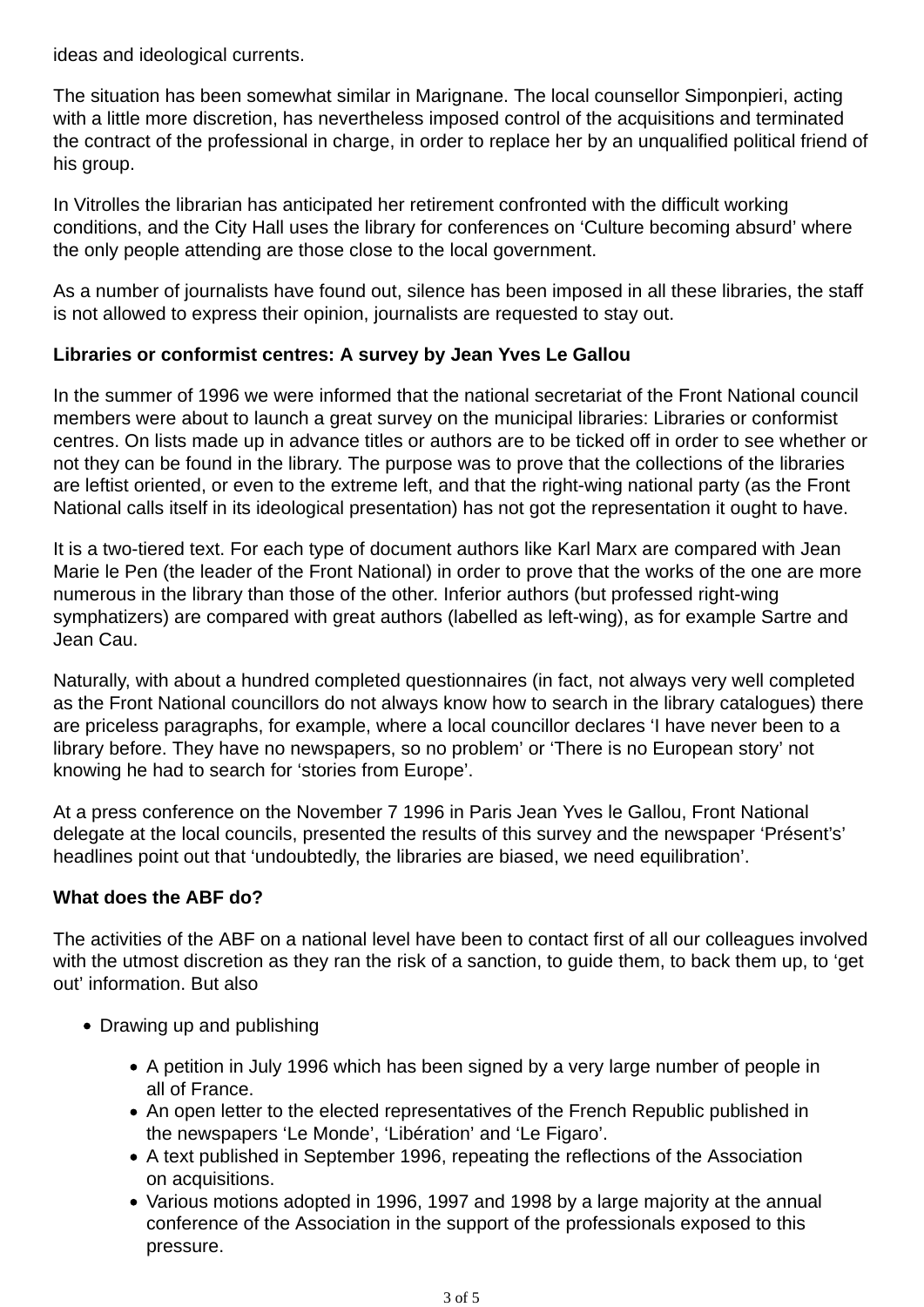ideas and ideological currents.

The situation has been somewhat similar in Marignane. The local counsellor Simponpieri, acting with a little more discretion, has nevertheless imposed control of the acquisitions and terminated the contract of the professional in charge, in order to replace her by an unqualified political friend of his group.

In Vitrolles the librarian has anticipated her retirement confronted with the difficult working conditions, and the City Hall uses the library for conferences on 'Culture becoming absurd' where the only people attending are those close to the local government.

As a number of journalists have found out, silence has been imposed in all these libraries, the staff is not allowed to express their opinion, journalists are requested to stay out.

**Libraries or conformist centres: A survey by Jean Yves Le Gallou**

In the summer of 1996 we were informed that the national secretariat of the Front National council members were about to launch a great survey on the municipal libraries: Libraries or conformist centres. On lists made up in advance titles or authors are to be ticked off in order to see whether or not they can be found in the library. The purpose was to prove that the collections of the libraries are leftist oriented, or even to the extreme left, and that the right-wing national party (as the Front National calls itself in its ideological presentation) has not got the representation it ought to have.

It is a two-tiered text. For each type of document authors like Karl Marx are compared with Jean Marie le Pen (the leader of the Front National) in order to prove that the works of the one are more numerous in the library than those of the other. Inferior authors (but professed right-wing symphatizers) are compared with great authors (labelled as left-wing), as for example Sartre and Jean Cau.

Naturally, with about a hundred completed questionnaires (in fact, not always very well completed as the Front National councillors do not always know how to search in the library catalogues) there are priceless paragraphs, for example, where a local councillor declares 'I have never been to a library before. They have no newspapers, so no problem' or 'There is no European story' not knowing he had to search for 'stories from Europe'.

At a press conference on the November 7 1996 in Paris Jean Yves le Gallou, Front National delegate at the local councils, presented the results of this survey and the newspaper 'Présent's' headlines point out that 'undoubtedly, the libraries are biased, we need equilibration'.

**What does the ABF do?**

The activities of the ABF on a national level have been to contact first of all our colleagues involved with the utmost discretion as they ran the risk of a sanction, to guide them, to back them up, to 'get out' information. But also

- Drawing up and publishing
    - A petition in July 1996 which has been signed by a very large number of people in all of France.
    - An open letter to the elected representatives of the French Republic published in the newspapers 'Le Monde', 'Libération' and 'Le Figaro'.
    - A text published in September 1996, repeating the reflections of the Association on acquisitions.
    - Various motions adopted in 1996, 1997 and 1998 by a large majority at the annual conference of the Association in the support of the professionals exposed to this pressure.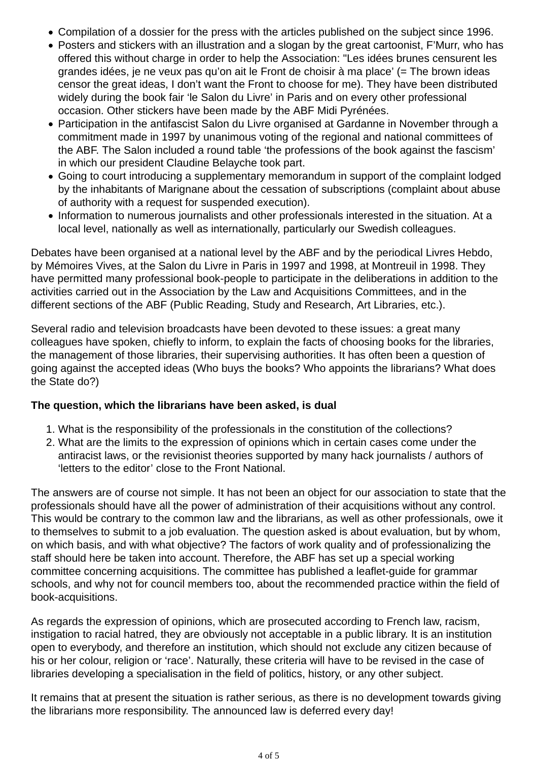- Compilation of a dossier for the press with the articles published on the subject since 1996.
- Posters and stickers with an illustration and a slogan by the great cartoonist, F'Murr, who has offered this without charge in order to help the Association: "Les idées brunes censurent les grandes idées, je ne veux pas qu'on ait le Front de choisir à ma place' (= The brown ideas censor the great ideas, I don't want the Front to choose for me). They have been distributed widely during the book fair 'le Salon du Livre' in Paris and on every other professional occasion. Other stickers have been made by the ABF Midi Pyrénées.
- Participation in the antifascist Salon du Livre organised at Gardanne in November through a commitment made in 1997 by unanimous voting of the regional and national committees of the ABF. The Salon included a round table 'the professions of the book against the fascism' in which our president Claudine Belayche took part.
- Going to court introducing a supplementary memorandum in support of the complaint lodged by the inhabitants of Marignane about the cessation of subscriptions (complaint about abuse of authority with a request for suspended execution).
- Information to numerous journalists and other professionals interested in the situation. At a local level, nationally as well as internationally, particularly our Swedish colleagues.

Debates have been organised at a national level by the ABF and by the periodical Livres Hebdo, by Mémoires Vives, at the Salon du Livre in Paris in 1997 and 1998, at Montreuil in 1998. They have permitted many professional book-people to participate in the deliberations in addition to the activities carried out in the Association by the Law and Acquisitions Committees, and in the different sections of the ABF (Public Reading, Study and Research, Art Libraries, etc.).

Several radio and television broadcasts have been devoted to these issues: a great many colleagues have spoken, chiefly to inform, to explain the facts of choosing books for the libraries, the management of those libraries, their supervising authorities. It has often been a question of going against the accepted ideas (Who buys the books? Who appoints the librarians? What does the State do?)

**The question, which the librarians have been asked, is dual**

1. What is the responsibility of the professionals in the constitution of the collections?
2. What are the limits to the expression of opinions which in certain cases come under the antiracist laws, or the revisionist theories supported by many hack journalists / authors of 'letters to the editor' close to the Front National.

The answers are of course not simple. It has not been an object for our association to state that the professionals should have all the power of administration of their acquisitions without any control. This would be contrary to the common law and the librarians, as well as other professionals, owe it to themselves to submit to a job evaluation. The question asked is about evaluation, but by whom, on which basis, and with what objective? The factors of work quality and of professionalizing the staff should here be taken into account. Therefore, the ABF has set up a special working committee concerning acquisitions. The committee has published a leaflet-guide for grammar schools, and why not for council members too, about the recommended practice within the field of book-acquisitions.

As regards the expression of opinions, which are prosecuted according to French law, racism, instigation to racial hatred, they are obviously not acceptable in a public library. It is an institution open to everybody, and therefore an institution, which should not exclude any citizen because of his or her colour, religion or 'race'. Naturally, these criteria will have to be revised in the case of libraries developing a specialisation in the field of politics, history, or any other subject.

It remains that at present the situation is rather serious, as there is no development towards giving the librarians more responsibility. The announced law is deferred every day!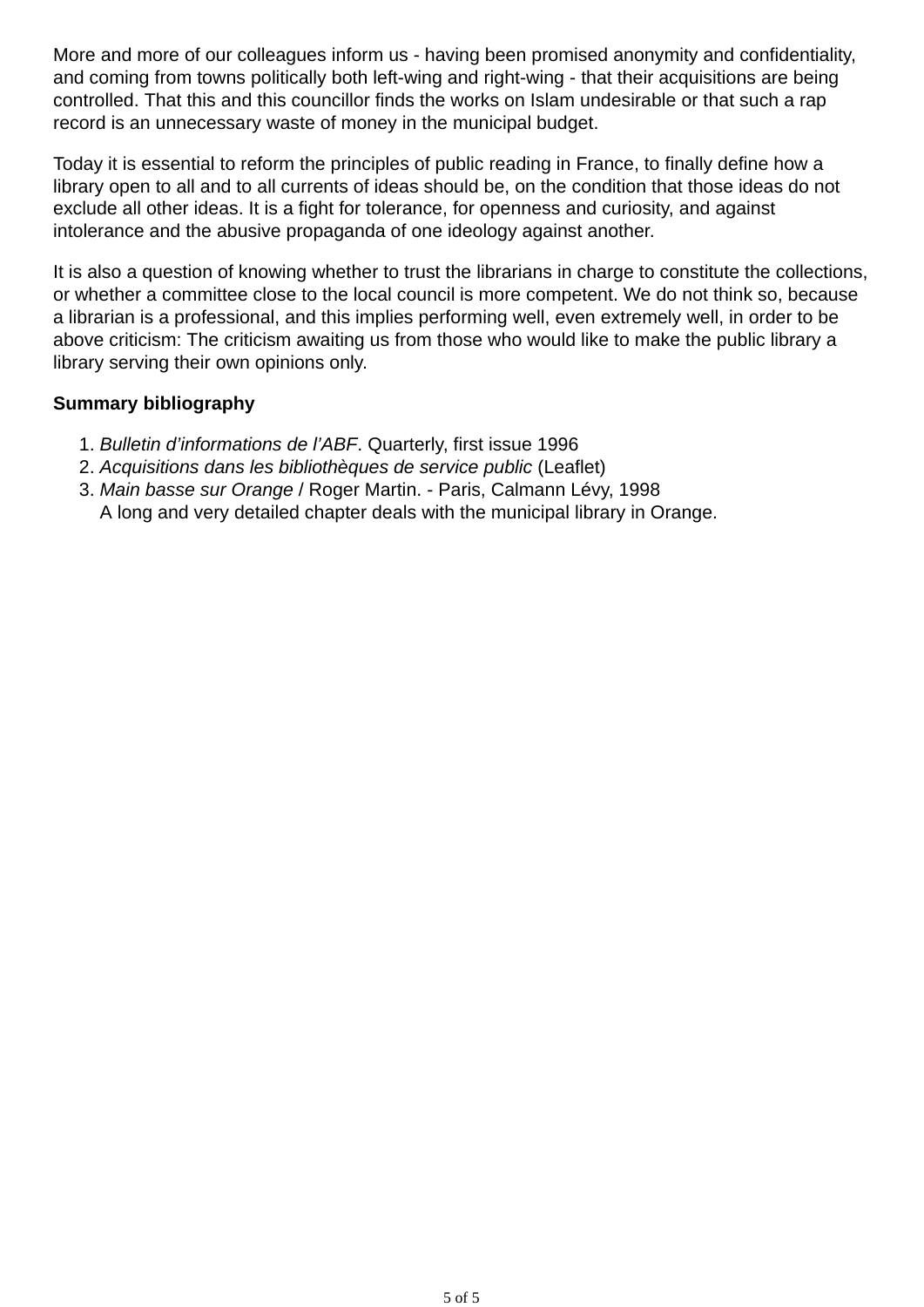More and more of our colleagues inform us - having been promised anonymity and confidentiality, and coming from towns politically both left-wing and right-wing - that their acquisitions are being controlled. That this and this councillor finds the works on Islam undesirable or that such a rap record is an unnecessary waste of money in the municipal budget.

Today it is essential to reform the principles of public reading in France, to finally define how a library open to all and to all currents of ideas should be, on the condition that those ideas do not exclude all other ideas. It is a fight for tolerance, for openness and curiosity, and against intolerance and the abusive propaganda of one ideology against another.

It is also a question of knowing whether to trust the librarians in charge to constitute the collections, or whether a committee close to the local council is more competent. We do not think so, because a librarian is a professional, and this implies performing well, even extremely well, in order to be above criticism: The criticism awaiting us from those who would like to make the public library a library serving their own opinions only.

**Summary bibliography**

1. *Bulletin d'informations de l'ABF*. Quarterly, first issue 1996
2. *Acquisitions dans les bibliothèques de service public* (Leaflet)
3. *Main basse sur Orange* / Roger Martin. - Paris, Calmann Lévy, 1998
   A long and very detailed chapter deals with the municipal library in Orange.